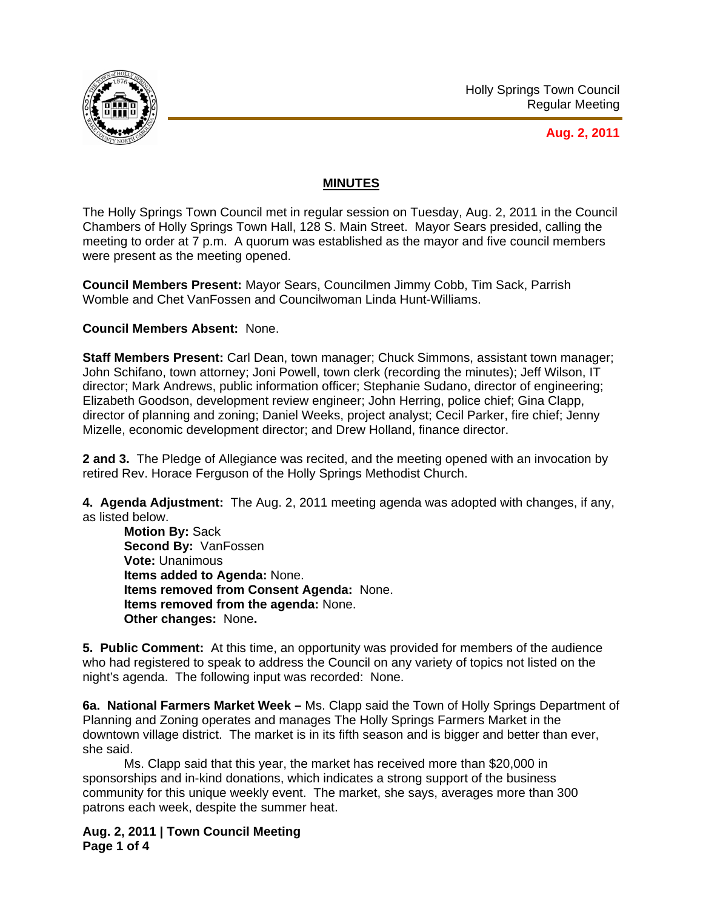Holly Springs Town Council
Regular Meeting

**Aug. 2, 2011**

## MINUTES

The Holly Springs Town Council met in regular session on Tuesday, Aug. 2, 2011 in the Council Chambers of Holly Springs Town Hall, 128 S. Main Street. Mayor Sears presided, calling the meeting to order at 7 p.m. A quorum was established as the mayor and five council members were present as the meeting opened.

**Council Members Present:** Mayor Sears, Councilmen Jimmy Cobb, Tim Sack, Parrish Womble and Chet VanFossen and Councilwoman Linda Hunt-Williams.

**Council Members Absent:** None.

**Staff Members Present:** Carl Dean, town manager; Chuck Simmons, assistant town manager; John Schifano, town attorney; Joni Powell, town clerk (recording the minutes); Jeff Wilson, IT director; Mark Andrews, public information officer; Stephanie Sudano, director of engineering; Elizabeth Goodson, development review engineer; John Herring, police chief; Gina Clapp, director of planning and zoning; Daniel Weeks, project analyst; Cecil Parker, fire chief; Jenny Mizelle, economic development director; and Drew Holland, finance director.

**2 and 3.** The Pledge of Allegiance was recited, and the meeting opened with an invocation by retired Rev. Horace Ferguson of the Holly Springs Methodist Church.

**4. Agenda Adjustment:** The Aug. 2, 2011 meeting agenda was adopted with changes, if any, as listed below.

**Motion By:** Sack
**Second By:** VanFossen
**Vote:** Unanimous
**Items added to Agenda:** None.
**Items removed from Consent Agenda:** None.
**Items removed from the agenda:** None.
**Other changes:** None**.**

**5. Public Comment:** At this time, an opportunity was provided for members of the audience who had registered to speak to address the Council on any variety of topics not listed on the night's agenda. The following input was recorded: None.

**6a. National Farmers Market Week –** Ms. Clapp said the Town of Holly Springs Department of Planning and Zoning operates and manages The Holly Springs Farmers Market in the downtown village district. The market is in its fifth season and is bigger and better than ever, she said.

Ms. Clapp said that this year, the market has received more than $20,000 in sponsorships and in-kind donations, which indicates a strong support of the business community for this unique weekly event. The market, she says, averages more than 300 patrons each week, despite the summer heat.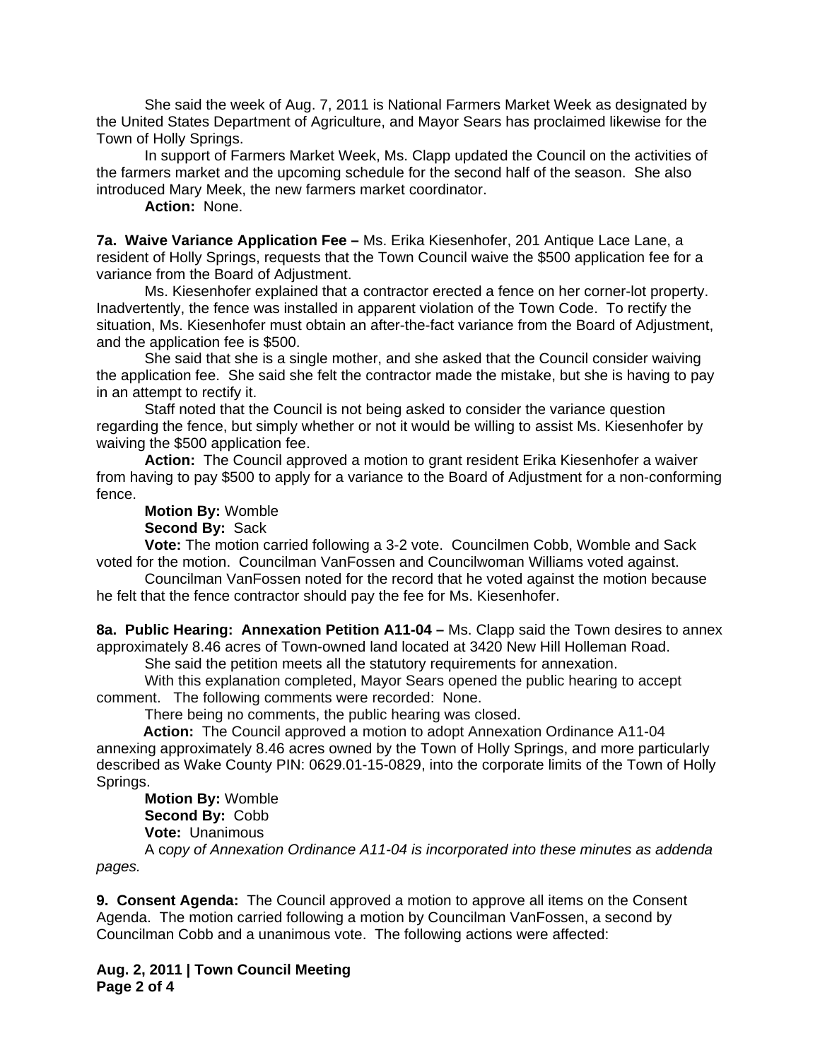She said the week of Aug. 7, 2011 is National Farmers Market Week as designated by the United States Department of Agriculture, and Mayor Sears has proclaimed likewise for the Town of Holly Springs.

In support of Farmers Market Week, Ms. Clapp updated the Council on the activities of the farmers market and the upcoming schedule for the second half of the season. She also introduced Mary Meek, the new farmers market coordinator.

**Action:** None.

**7a. Waive Variance Application Fee –** Ms. Erika Kiesenhofer, 201 Antique Lace Lane, a resident of Holly Springs, requests that the Town Council waive the $500 application fee for a variance from the Board of Adjustment.

Ms. Kiesenhofer explained that a contractor erected a fence on her corner-lot property. Inadvertently, the fence was installed in apparent violation of the Town Code. To rectify the situation, Ms. Kiesenhofer must obtain an after-the-fact variance from the Board of Adjustment, and the application fee is $500.

She said that she is a single mother, and she asked that the Council consider waiving the application fee. She said she felt the contractor made the mistake, but she is having to pay in an attempt to rectify it.

Staff noted that the Council is not being asked to consider the variance question regarding the fence, but simply whether or not it would be willing to assist Ms. Kiesenhofer by waiving the $500 application fee.

**Action:** The Council approved a motion to grant resident Erika Kiesenhofer a waiver from having to pay $500 to apply for a variance to the Board of Adjustment for a non-conforming fence.

**Motion By:** Womble

**Second By:** Sack

**Vote:** The motion carried following a 3-2 vote. Councilmen Cobb, Womble and Sack voted for the motion. Councilman VanFossen and Councilwoman Williams voted against.

Councilman VanFossen noted for the record that he voted against the motion because he felt that the fence contractor should pay the fee for Ms. Kiesenhofer.

**8a. Public Hearing: Annexation Petition A11-04 –** Ms. Clapp said the Town desires to annex approximately 8.46 acres of Town-owned land located at 3420 New Hill Holleman Road.

She said the petition meets all the statutory requirements for annexation.

With this explanation completed, Mayor Sears opened the public hearing to accept comment. The following comments were recorded: None.

There being no comments, the public hearing was closed.

**Action:** The Council approved a motion to adopt Annexation Ordinance A11-04 annexing approximately 8.46 acres owned by the Town of Holly Springs, and more particularly described as Wake County PIN: 0629.01-15-0829, into the corporate limits of the Town of Holly Springs.

**Motion By:** Womble

**Second By:** Cobb

**Vote:** Unanimous

A c*opy of Annexation Ordinance A11-04 is incorporated into these minutes as addenda pages.*

**9. Consent Agenda:** The Council approved a motion to approve all items on the Consent Agenda. The motion carried following a motion by Councilman VanFossen, a second by Councilman Cobb and a unanimous vote. The following actions were affected: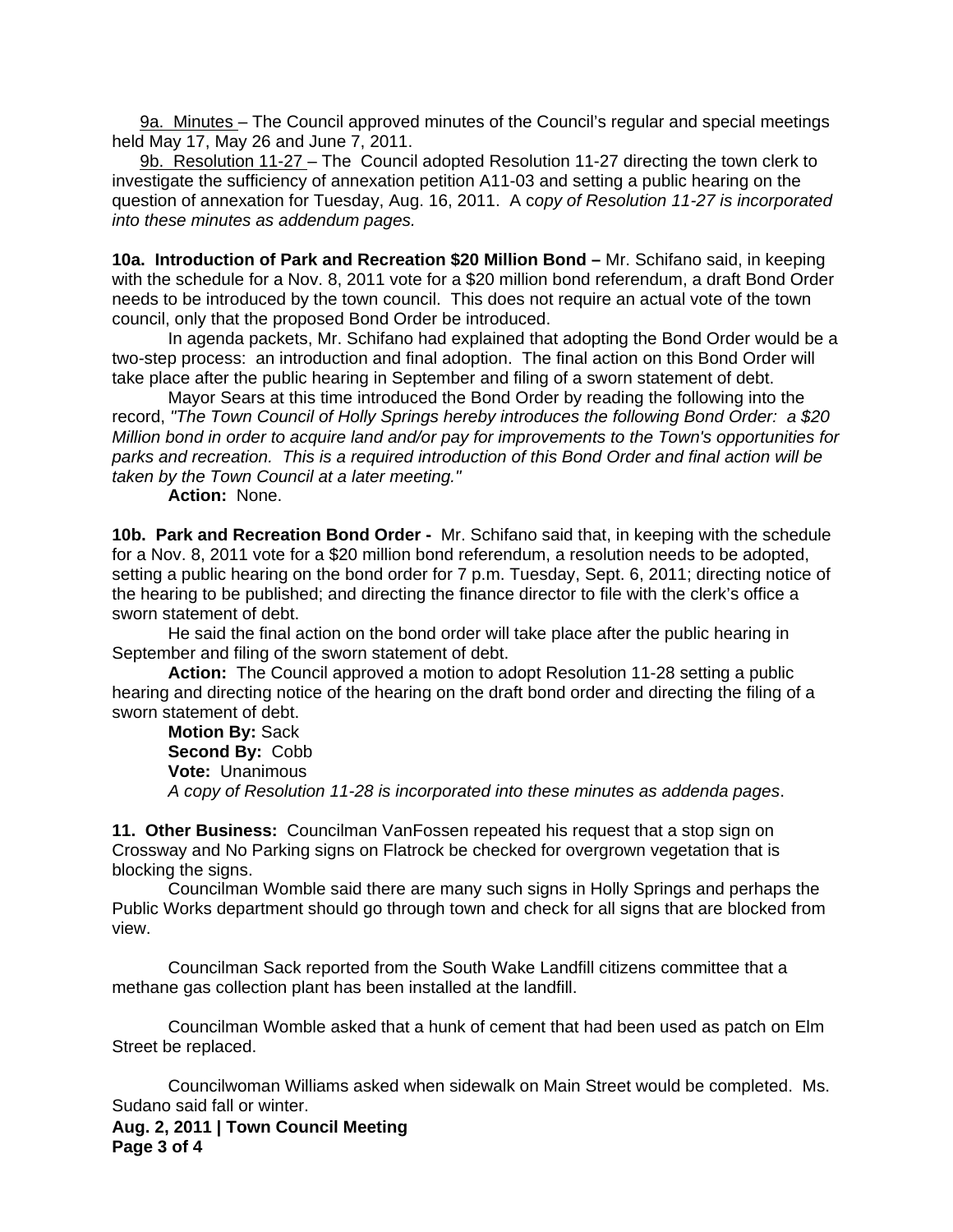9a. Minutes – The Council approved minutes of the Council's regular and special meetings held May 17, May 26 and June 7, 2011.

9b. Resolution 11-27 – The Council adopted Resolution 11-27 directing the town clerk to investigate the sufficiency of annexation petition A11-03 and setting a public hearing on the question of annexation for Tuesday, Aug. 16, 2011. A c*opy of Resolution 11-27 is incorporated into these minutes as addendum pages.*

**10a. Introduction of Park and Recreation $20 Million Bond –** Mr. Schifano said, in keeping with the schedule for a Nov. 8, 2011 vote for a $20 million bond referendum, a draft Bond Order needs to be introduced by the town council. This does not require an actual vote of the town council, only that the proposed Bond Order be introduced.

In agenda packets, Mr. Schifano had explained that adopting the Bond Order would be a two-step process: an introduction and final adoption. The final action on this Bond Order will take place after the public hearing in September and filing of a sworn statement of debt.

Mayor Sears at this time introduced the Bond Order by reading the following into the record, *"The Town Council of Holly Springs hereby introduces the following Bond Order: a $20 Million bond in order to acquire land and/or pay for improvements to the Town's opportunities for parks and recreation. This is a required introduction of this Bond Order and final action will be taken by the Town Council at a later meeting."*

**Action:** None.

**10b. Park and Recreation Bond Order -** Mr. Schifano said that, in keeping with the schedule for a Nov. 8, 2011 vote for a $20 million bond referendum, a resolution needs to be adopted, setting a public hearing on the bond order for 7 p.m. Tuesday, Sept. 6, 2011; directing notice of the hearing to be published; and directing the finance director to file with the clerk's office a sworn statement of debt.

He said the final action on the bond order will take place after the public hearing in September and filing of the sworn statement of debt.

**Action:** The Council approved a motion to adopt Resolution 11-28 setting a public hearing and directing notice of the hearing on the draft bond order and directing the filing of a sworn statement of debt.

**Motion By:** Sack
**Second By:** Cobb
**Vote:** Unanimous
*A copy of Resolution 11-28 is incorporated into these minutes as addenda pages*.

**11. Other Business:** Councilman VanFossen repeated his request that a stop sign on Crossway and No Parking signs on Flatrock be checked for overgrown vegetation that is blocking the signs.

Councilman Womble said there are many such signs in Holly Springs and perhaps the Public Works department should go through town and check for all signs that are blocked from view.

Councilman Sack reported from the South Wake Landfill citizens committee that a methane gas collection plant has been installed at the landfill.

Councilman Womble asked that a hunk of cement that had been used as patch on Elm Street be replaced.

Councilwoman Williams asked when sidewalk on Main Street would be completed. Ms. Sudano said fall or winter.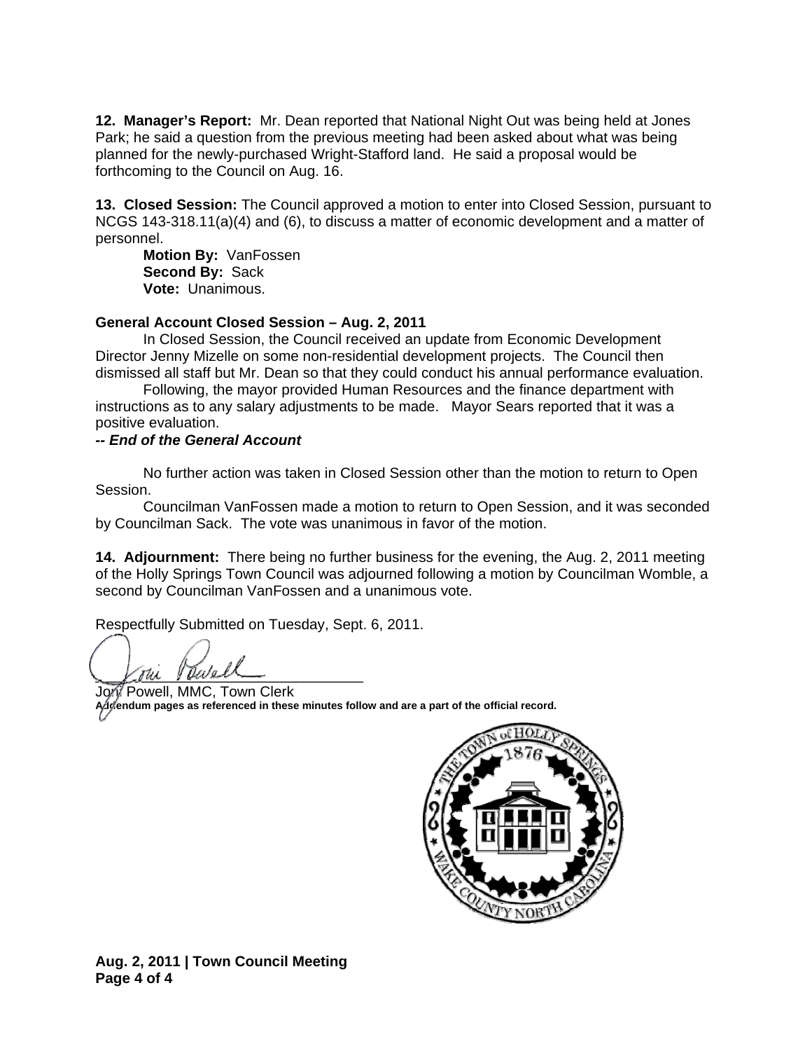**12. Manager's Report:** Mr. Dean reported that National Night Out was being held at Jones Park; he said a question from the previous meeting had been asked about what was being planned for the newly-purchased Wright-Stafford land. He said a proposal would be forthcoming to the Council on Aug. 16.

**13. Closed Session:** The Council approved a motion to enter into Closed Session, pursuant to NCGS 143-318.11(a)(4) and (6), to discuss a matter of economic development and a matter of personnel.

**Motion By:** VanFossen
**Second By:** Sack
**Vote:** Unanimous.

**General Account Closed Session – Aug. 2, 2011**

In Closed Session, the Council received an update from Economic Development Director Jenny Mizelle on some non-residential development projects. The Council then dismissed all staff but Mr. Dean so that they could conduct his annual performance evaluation.

Following, the mayor provided Human Resources and the finance department with instructions as to any salary adjustments to be made. Mayor Sears reported that it was a positive evaluation.

***-- End of the General Account***

No further action was taken in Closed Session other than the motion to return to Open Session.

Councilman VanFossen made a motion to return to Open Session, and it was seconded by Councilman Sack. The vote was unanimous in favor of the motion.

**14. Adjournment:** There being no further business for the evening, the Aug. 2, 2011 meeting of the Holly Springs Town Council was adjourned following a motion by Councilman Womble, a second by Councilman VanFossen and a unanimous vote.

Respectfully Submitted on Tuesday, Sept. 6, 2011.

Joni Powell, MMC, Town Clerk

**Addendum pages as referenced in these minutes follow and are a part of the official record.**